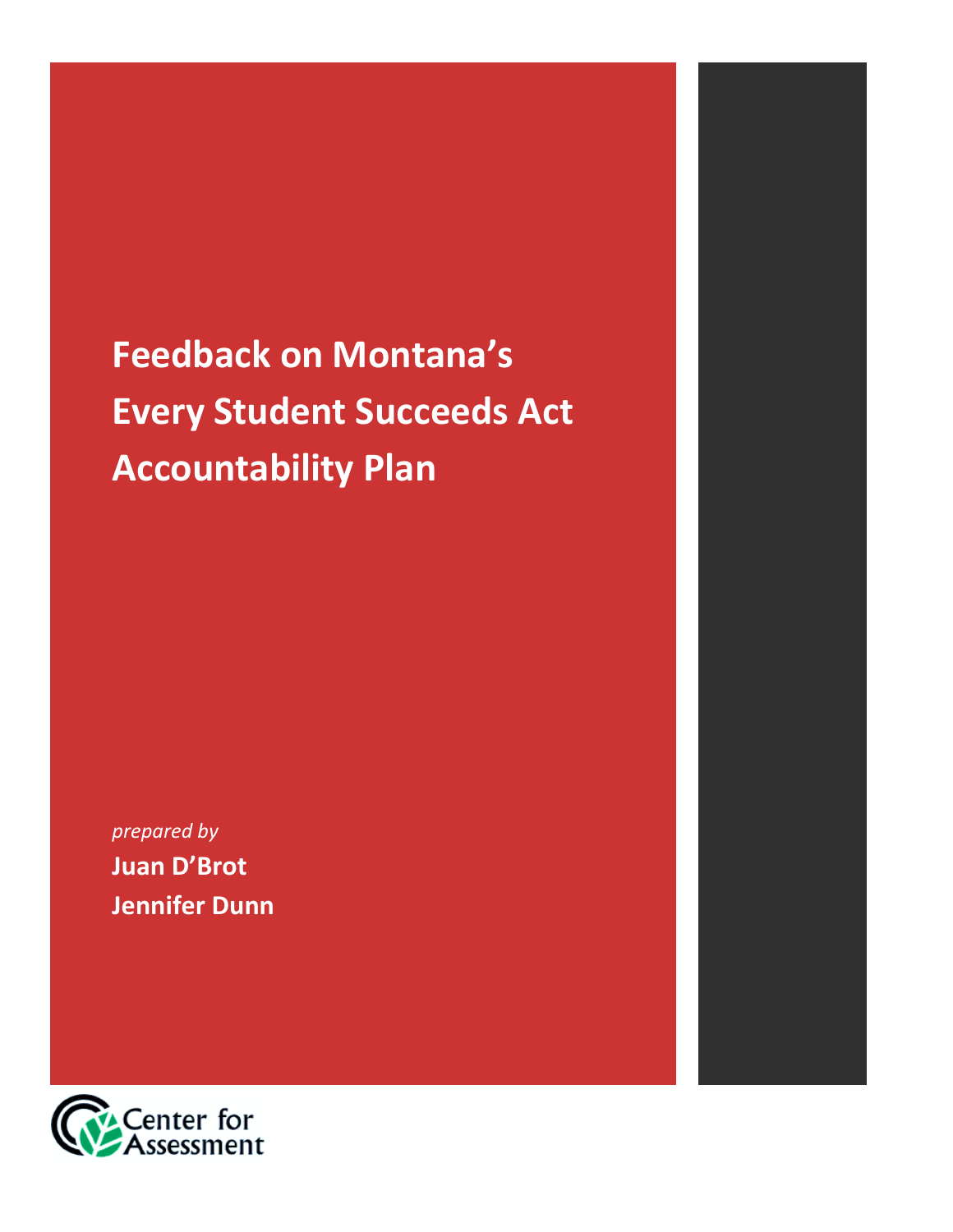# Feedback on Montana's Every Student Succeeds Act Accountability Plan

*prepared by*

**Juan D'Brot**

**Jennifer Dunn**

Center for Assessment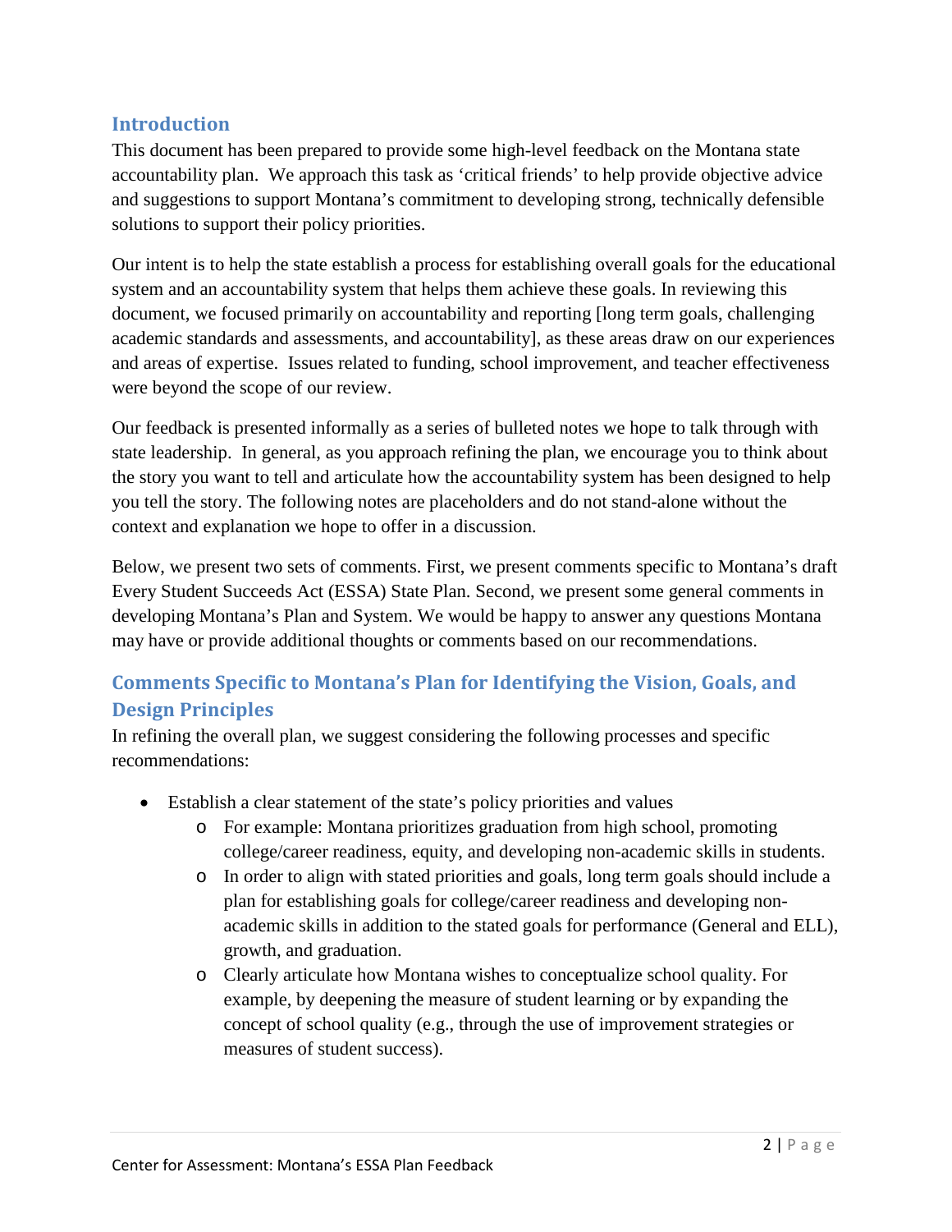## Introduction

This document has been prepared to provide some high-level feedback on the Montana state accountability plan. We approach this task as 'critical friends' to help provide objective advice and suggestions to support Montana's commitment to developing strong, technically defensible solutions to support their policy priorities.

Our intent is to help the state establish a process for establishing overall goals for the educational system and an accountability system that helps them achieve these goals. In reviewing this document, we focused primarily on accountability and reporting [long term goals, challenging academic standards and assessments, and accountability], as these areas draw on our experiences and areas of expertise. Issues related to funding, school improvement, and teacher effectiveness were beyond the scope of our review.

Our feedback is presented informally as a series of bulleted notes we hope to talk through with state leadership. In general, as you approach refining the plan, we encourage you to think about the story you want to tell and articulate how the accountability system has been designed to help you tell the story. The following notes are placeholders and do not stand-alone without the context and explanation we hope to offer in a discussion.

Below, we present two sets of comments. First, we present comments specific to Montana's draft Every Student Succeeds Act (ESSA) State Plan. Second, we present some general comments in developing Montana's Plan and System. We would be happy to answer any questions Montana may have or provide additional thoughts or comments based on our recommendations.

## Comments Specific to Montana's Plan for Identifying the Vision, Goals, and Design Principles

In refining the overall plan, we suggest considering the following processes and specific recommendations:

- Establish a clear statement of the state's policy priorities and values
  - For example: Montana prioritizes graduation from high school, promoting college/career readiness, equity, and developing non-academic skills in students.
  - In order to align with stated priorities and goals, long term goals should include a plan for establishing goals for college/career readiness and developing non-academic skills in addition to the stated goals for performance (General and ELL), growth, and graduation.
  - Clearly articulate how Montana wishes to conceptualize school quality. For example, by deepening the measure of student learning or by expanding the concept of school quality (e.g., through the use of improvement strategies or measures of student success).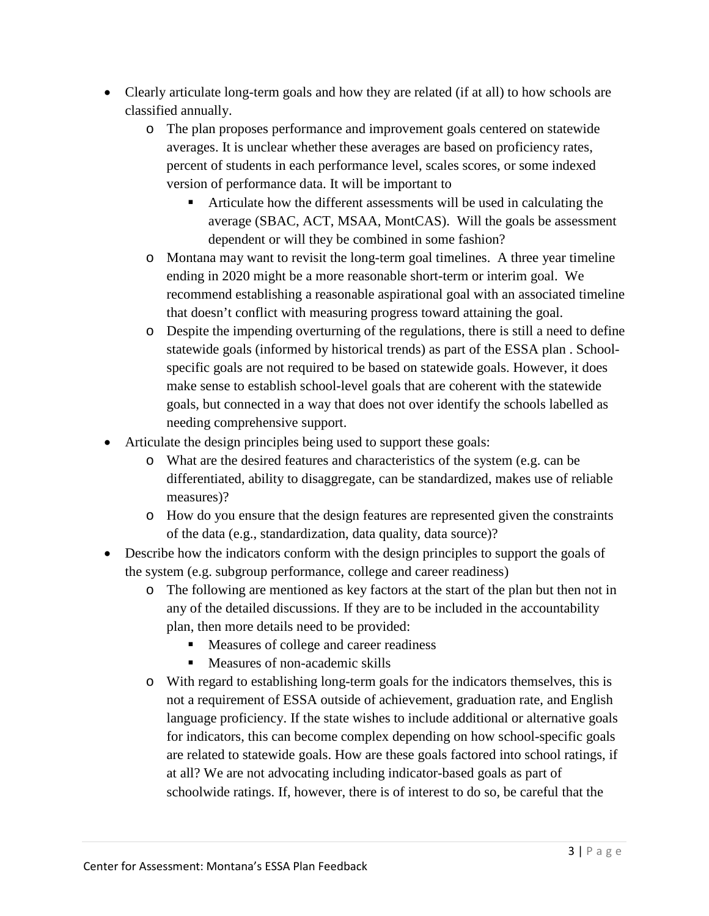- Clearly articulate long-term goals and how they are related (if at all) to how schools are classified annually.
  - The plan proposes performance and improvement goals centered on statewide averages. It is unclear whether these averages are based on proficiency rates, percent of students in each performance level, scales scores, or some indexed version of performance data. It will be important to
    - Articulate how the different assessments will be used in calculating the average (SBAC, ACT, MSAA, MontCAS). Will the goals be assessment dependent or will they be combined in some fashion?
  - Montana may want to revisit the long-term goal timelines. A three year timeline ending in 2020 might be a more reasonable short-term or interim goal. We recommend establishing a reasonable aspirational goal with an associated timeline that doesn't conflict with measuring progress toward attaining the goal.
  - Despite the impending overturning of the regulations, there is still a need to define statewide goals (informed by historical trends) as part of the ESSA plan . School-specific goals are not required to be based on statewide goals. However, it does make sense to establish school-level goals that are coherent with the statewide goals, but connected in a way that does not over identify the schools labelled as needing comprehensive support.
- Articulate the design principles being used to support these goals:
  - What are the desired features and characteristics of the system (e.g. can be differentiated, ability to disaggregate, can be standardized, makes use of reliable measures)?
  - How do you ensure that the design features are represented given the constraints of the data (e.g., standardization, data quality, data source)?
- Describe how the indicators conform with the design principles to support the goals of the system (e.g. subgroup performance, college and career readiness)
  - The following are mentioned as key factors at the start of the plan but then not in any of the detailed discussions. If they are to be included in the accountability plan, then more details need to be provided:
    - Measures of college and career readiness
    - Measures of non-academic skills
  - With regard to establishing long-term goals for the indicators themselves, this is not a requirement of ESSA outside of achievement, graduation rate, and English language proficiency. If the state wishes to include additional or alternative goals for indicators, this can become complex depending on how school-specific goals are related to statewide goals. How are these goals factored into school ratings, if at all? We are not advocating including indicator-based goals as part of schoolwide ratings. If, however, there is of interest to do so, be careful that the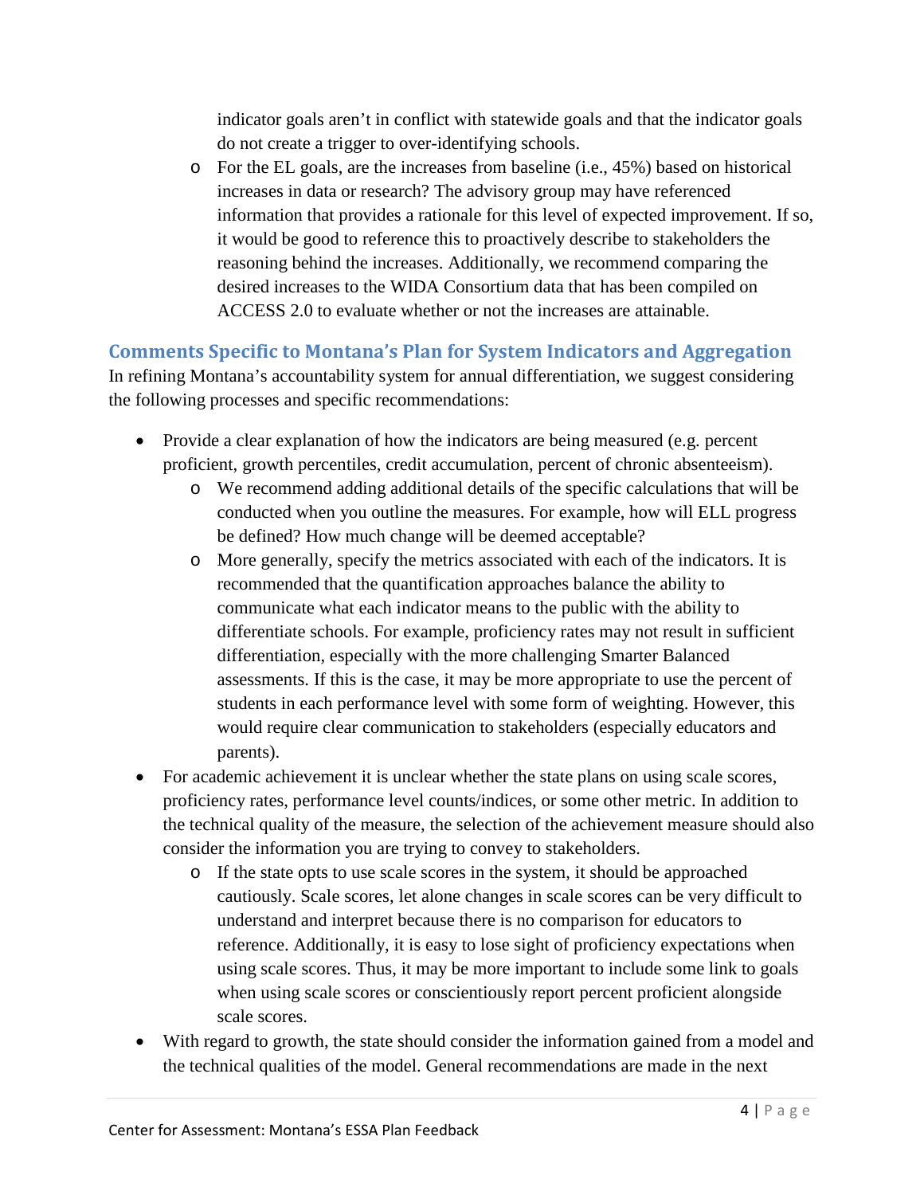indicator goals aren't in conflict with statewide goals and that the indicator goals do not create a trigger to over-identifying schools.

- For the EL goals, are the increases from baseline (i.e., 45%) based on historical increases in data or research? The advisory group may have referenced information that provides a rationale for this level of expected improvement. If so, it would be good to reference this to proactively describe to stakeholders the reasoning behind the increases. Additionally, we recommend comparing the desired increases to the WIDA Consortium data that has been compiled on ACCESS 2.0 to evaluate whether or not the increases are attainable.

## Comments Specific to Montana's Plan for System Indicators and Aggregation

In refining Montana's accountability system for annual differentiation, we suggest considering the following processes and specific recommendations:

- Provide a clear explanation of how the indicators are being measured (e.g. percent proficient, growth percentiles, credit accumulation, percent of chronic absenteeism).
  - We recommend adding additional details of the specific calculations that will be conducted when you outline the measures. For example, how will ELL progress be defined? How much change will be deemed acceptable?
  - More generally, specify the metrics associated with each of the indicators. It is recommended that the quantification approaches balance the ability to communicate what each indicator means to the public with the ability to differentiate schools. For example, proficiency rates may not result in sufficient differentiation, especially with the more challenging Smarter Balanced assessments. If this is the case, it may be more appropriate to use the percent of students in each performance level with some form of weighting. However, this would require clear communication to stakeholders (especially educators and parents).
- For academic achievement it is unclear whether the state plans on using scale scores, proficiency rates, performance level counts/indices, or some other metric. In addition to the technical quality of the measure, the selection of the achievement measure should also consider the information you are trying to convey to stakeholders.
  - If the state opts to use scale scores in the system, it should be approached cautiously. Scale scores, let alone changes in scale scores can be very difficult to understand and interpret because there is no comparison for educators to reference. Additionally, it is easy to lose sight of proficiency expectations when using scale scores. Thus, it may be more important to include some link to goals when using scale scores or conscientiously report percent proficient alongside scale scores.
- With regard to growth, the state should consider the information gained from a model and the technical qualities of the model. General recommendations are made in the next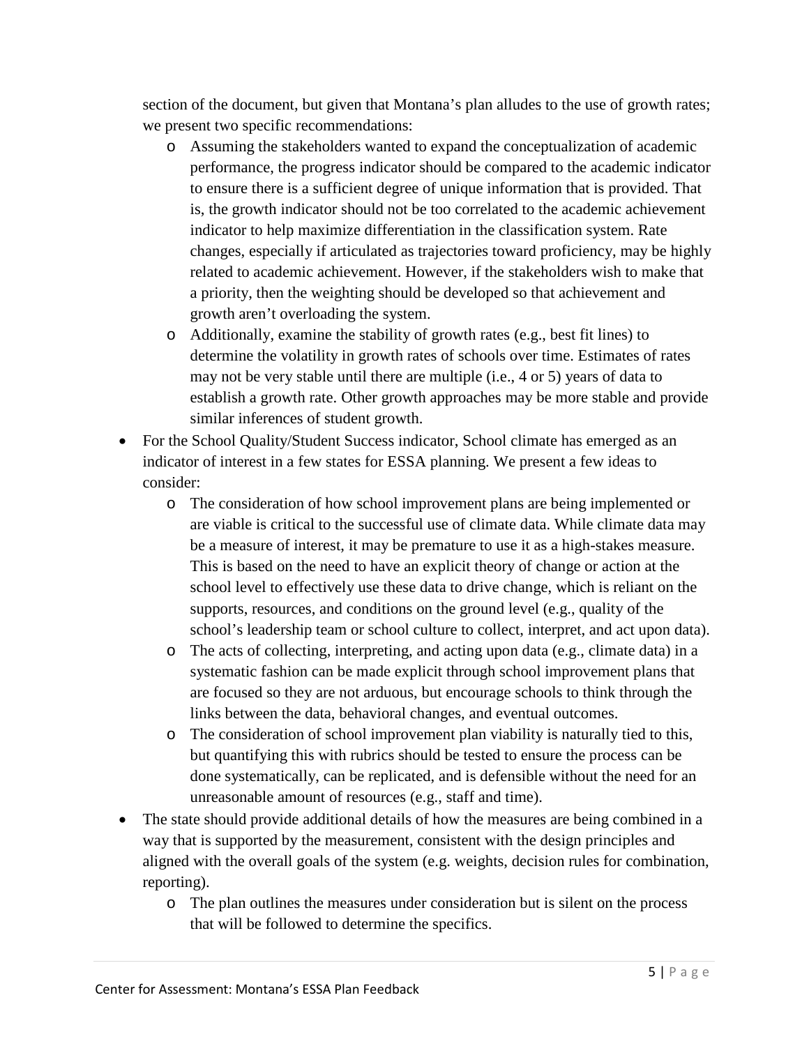section of the document, but given that Montana's plan alludes to the use of growth rates; we present two specific recommendations:

  - Assuming the stakeholders wanted to expand the conceptualization of academic performance, the progress indicator should be compared to the academic indicator to ensure there is a sufficient degree of unique information that is provided. That is, the growth indicator should not be too correlated to the academic achievement indicator to help maximize differentiation in the classification system. Rate changes, especially if articulated as trajectories toward proficiency, may be highly related to academic achievement. However, if the stakeholders wish to make that a priority, then the weighting should be developed so that achievement and growth aren't overloading the system.
  - Additionally, examine the stability of growth rates (e.g., best fit lines) to determine the volatility in growth rates of schools over time. Estimates of rates may not be very stable until there are multiple (i.e., 4 or 5) years of data to establish a growth rate. Other growth approaches may be more stable and provide similar inferences of student growth.

- For the School Quality/Student Success indicator, School climate has emerged as an indicator of interest in a few states for ESSA planning. We present a few ideas to consider:
  - The consideration of how school improvement plans are being implemented or are viable is critical to the successful use of climate data. While climate data may be a measure of interest, it may be premature to use it as a high-stakes measure. This is based on the need to have an explicit theory of change or action at the school level to effectively use these data to drive change, which is reliant on the supports, resources, and conditions on the ground level (e.g., quality of the school's leadership team or school culture to collect, interpret, and act upon data).
  - The acts of collecting, interpreting, and acting upon data (e.g., climate data) in a systematic fashion can be made explicit through school improvement plans that are focused so they are not arduous, but encourage schools to think through the links between the data, behavioral changes, and eventual outcomes.
  - The consideration of school improvement plan viability is naturally tied to this, but quantifying this with rubrics should be tested to ensure the process can be done systematically, can be replicated, and is defensible without the need for an unreasonable amount of resources (e.g., staff and time).
- The state should provide additional details of how the measures are being combined in a way that is supported by the measurement, consistent with the design principles and aligned with the overall goals of the system (e.g. weights, decision rules for combination, reporting).
  - The plan outlines the measures under consideration but is silent on the process that will be followed to determine the specifics.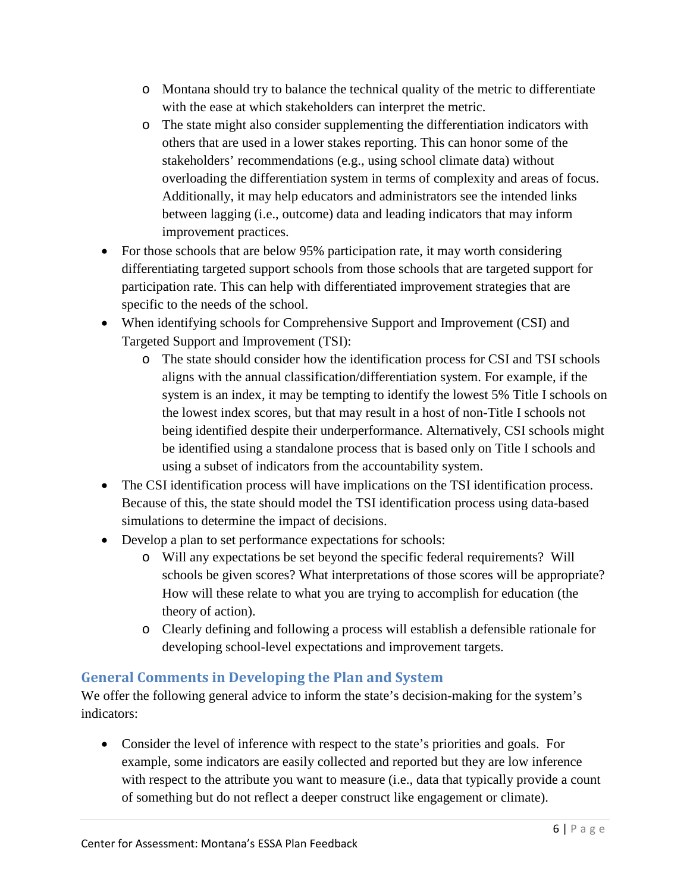- Montana should try to balance the technical quality of the metric to differentiate with the ease at which stakeholders can interpret the metric.
  - The state might also consider supplementing the differentiation indicators with others that are used in a lower stakes reporting. This can honor some of the stakeholders' recommendations (e.g., using school climate data) without overloading the differentiation system in terms of complexity and areas of focus. Additionally, it may help educators and administrators see the intended links between lagging (i.e., outcome) data and leading indicators that may inform improvement practices.
- For those schools that are below 95% participation rate, it may worth considering differentiating targeted support schools from those schools that are targeted support for participation rate. This can help with differentiated improvement strategies that are specific to the needs of the school.
- When identifying schools for Comprehensive Support and Improvement (CSI) and Targeted Support and Improvement (TSI):
  - The state should consider how the identification process for CSI and TSI schools aligns with the annual classification/differentiation system. For example, if the system is an index, it may be tempting to identify the lowest 5% Title I schools on the lowest index scores, but that may result in a host of non-Title I schools not being identified despite their underperformance. Alternatively, CSI schools might be identified using a standalone process that is based only on Title I schools and using a subset of indicators from the accountability system.
- The CSI identification process will have implications on the TSI identification process. Because of this, the state should model the TSI identification process using data-based simulations to determine the impact of decisions.
- Develop a plan to set performance expectations for schools:
  - Will any expectations be set beyond the specific federal requirements? Will schools be given scores? What interpretations of those scores will be appropriate? How will these relate to what you are trying to accomplish for education (the theory of action).
  - Clearly defining and following a process will establish a defensible rationale for developing school-level expectations and improvement targets.

## General Comments in Developing the Plan and System

We offer the following general advice to inform the state's decision-making for the system's indicators:

- Consider the level of inference with respect to the state's priorities and goals. For example, some indicators are easily collected and reported but they are low inference with respect to the attribute you want to measure (i.e., data that typically provide a count of something but do not reflect a deeper construct like engagement or climate).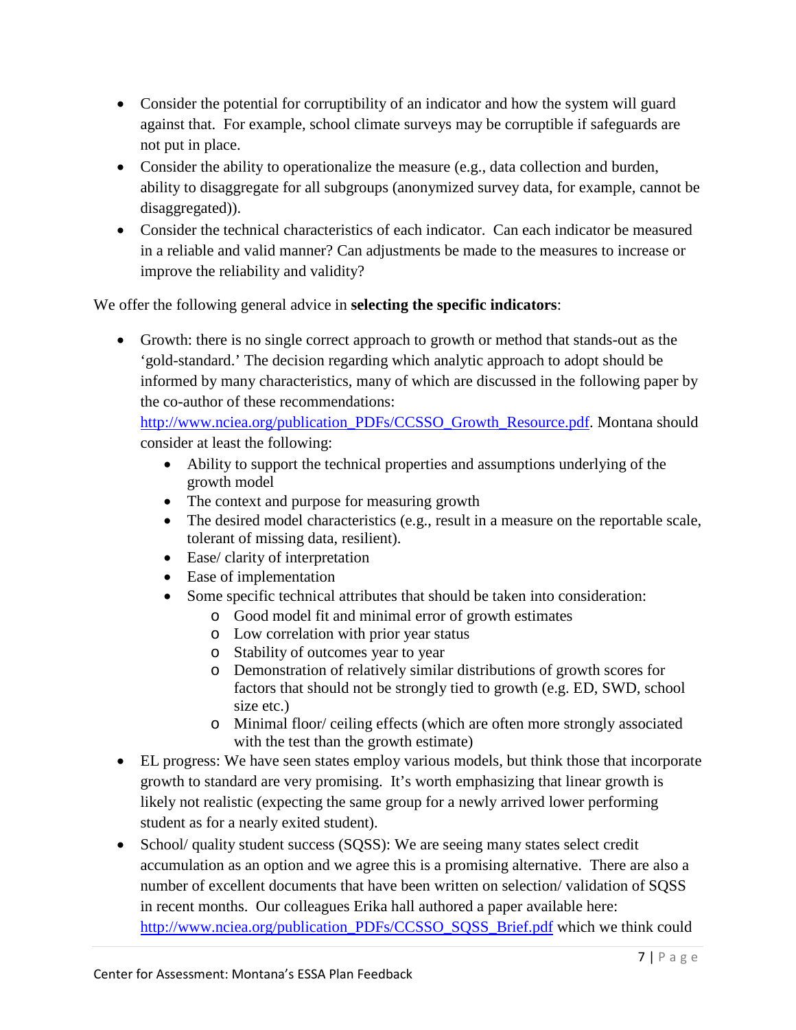- Consider the potential for corruptibility of an indicator and how the system will guard against that. For example, school climate surveys may be corruptible if safeguards are not put in place.
- Consider the ability to operationalize the measure (e.g., data collection and burden, ability to disaggregate for all subgroups (anonymized survey data, for example, cannot be disaggregated)).
- Consider the technical characteristics of each indicator. Can each indicator be measured in a reliable and valid manner? Can adjustments be made to the measures to increase or improve the reliability and validity?

We offer the following general advice in **selecting the specific indicators**:

- Growth: there is no single correct approach to growth or method that stands-out as the 'gold-standard.' The decision regarding which analytic approach to adopt should be informed by many characteristics, many of which are discussed in the following paper by the co-author of these recommendations: [http://www.nciea.org/publication_PDFs/CCSSO_Growth_Resource.pdf](http://www.nciea.org/publication_PDFs/CCSSO_Growth_Resource.pdf). Montana should consider at least the following:
  - Ability to support the technical properties and assumptions underlying of the growth model
  - The context and purpose for measuring growth
  - The desired model characteristics (e.g., result in a measure on the reportable scale, tolerant of missing data, resilient).
  - Ease/ clarity of interpretation
  - Ease of implementation
  - Some specific technical attributes that should be taken into consideration:
    - Good model fit and minimal error of growth estimates
    - Low correlation with prior year status
    - Stability of outcomes year to year
    - Demonstration of relatively similar distributions of growth scores for factors that should not be strongly tied to growth (e.g. ED, SWD, school size etc.)
    - Minimal floor/ ceiling effects (which are often more strongly associated with the test than the growth estimate)
- EL progress: We have seen states employ various models, but think those that incorporate growth to standard are very promising. It's worth emphasizing that linear growth is likely not realistic (expecting the same group for a newly arrived lower performing student as for a nearly exited student).
- School/ quality student success (SQSS): We are seeing many states select credit accumulation as an option and we agree this is a promising alternative. There are also a number of excellent documents that have been written on selection/ validation of SQSS in recent months. Our colleagues Erika hall authored a paper available here: [http://www.nciea.org/publication_PDFs/CCSSO_SQSS_Brief.pdf](http://www.nciea.org/publication_PDFs/CCSSO_SQSS_Brief.pdf) which we think could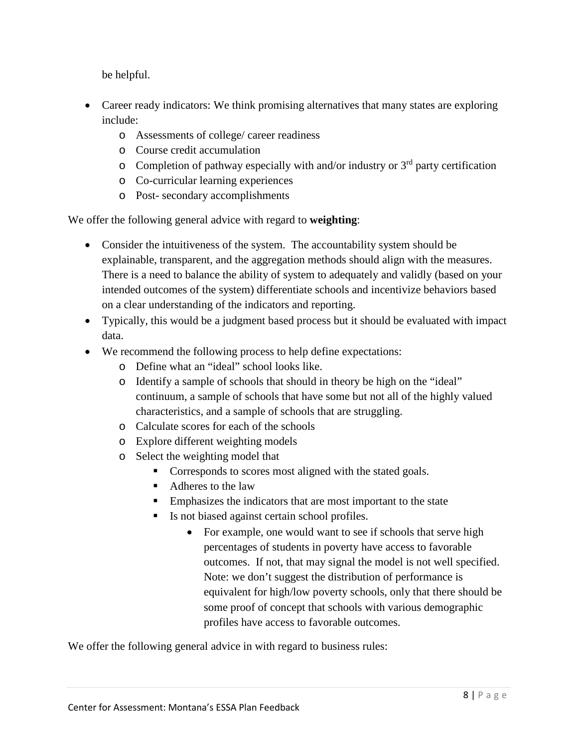be helpful.

- Career ready indicators: We think promising alternatives that many states are exploring include:
  - Assessments of college/ career readiness
  - Course credit accumulation
  - Completion of pathway especially with and/or industry or 3rd party certification
  - Co-curricular learning experiences
  - Post- secondary accomplishments

We offer the following general advice with regard to **weighting**:

- Consider the intuitiveness of the system. The accountability system should be explainable, transparent, and the aggregation methods should align with the measures. There is a need to balance the ability of system to adequately and validly (based on your intended outcomes of the system) differentiate schools and incentivize behaviors based on a clear understanding of the indicators and reporting.
- Typically, this would be a judgment based process but it should be evaluated with impact data.
- We recommend the following process to help define expectations:
  - Define what an "ideal" school looks like.
  - Identify a sample of schools that should in theory be high on the "ideal" continuum, a sample of schools that have some but not all of the highly valued characteristics, and a sample of schools that are struggling.
  - Calculate scores for each of the schools
  - Explore different weighting models
  - Select the weighting model that
    - Corresponds to scores most aligned with the stated goals.
    - Adheres to the law
    - Emphasizes the indicators that are most important to the state
    - Is not biased against certain school profiles.
      - For example, one would want to see if schools that serve high percentages of students in poverty have access to favorable outcomes. If not, that may signal the model is not well specified. Note: we don't suggest the distribution of performance is equivalent for high/low poverty schools, only that there should be some proof of concept that schools with various demographic profiles have access to favorable outcomes.

We offer the following general advice in with regard to business rules: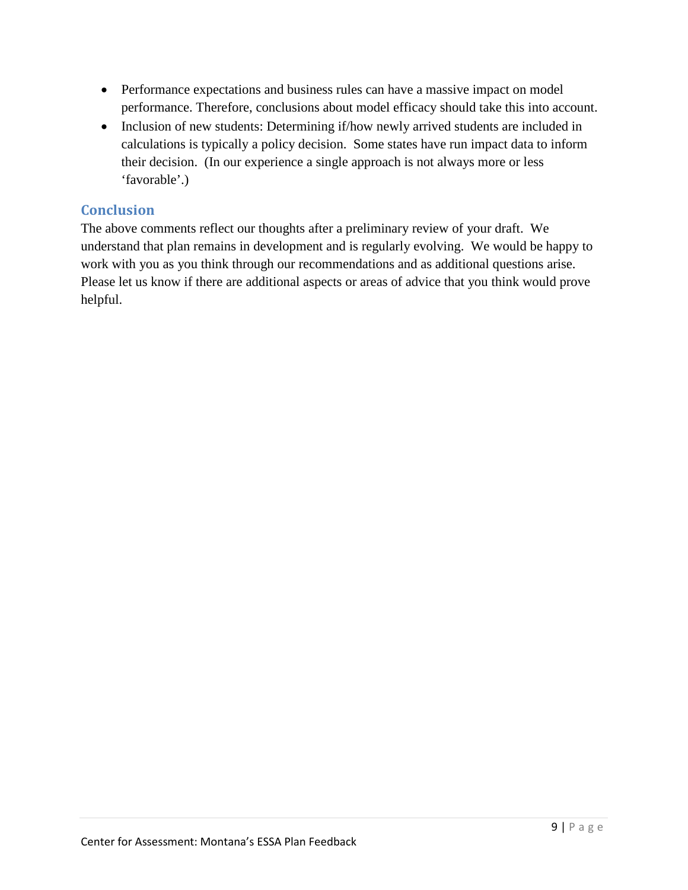- Performance expectations and business rules can have a massive impact on model performance. Therefore, conclusions about model efficacy should take this into account.
- Inclusion of new students: Determining if/how newly arrived students are included in calculations is typically a policy decision. Some states have run impact data to inform their decision. (In our experience a single approach is not always more or less 'favorable'.)

## Conclusion

The above comments reflect our thoughts after a preliminary review of your draft. We understand that plan remains in development and is regularly evolving. We would be happy to work with you as you think through our recommendations and as additional questions arise. Please let us know if there are additional aspects or areas of advice that you think would prove helpful.